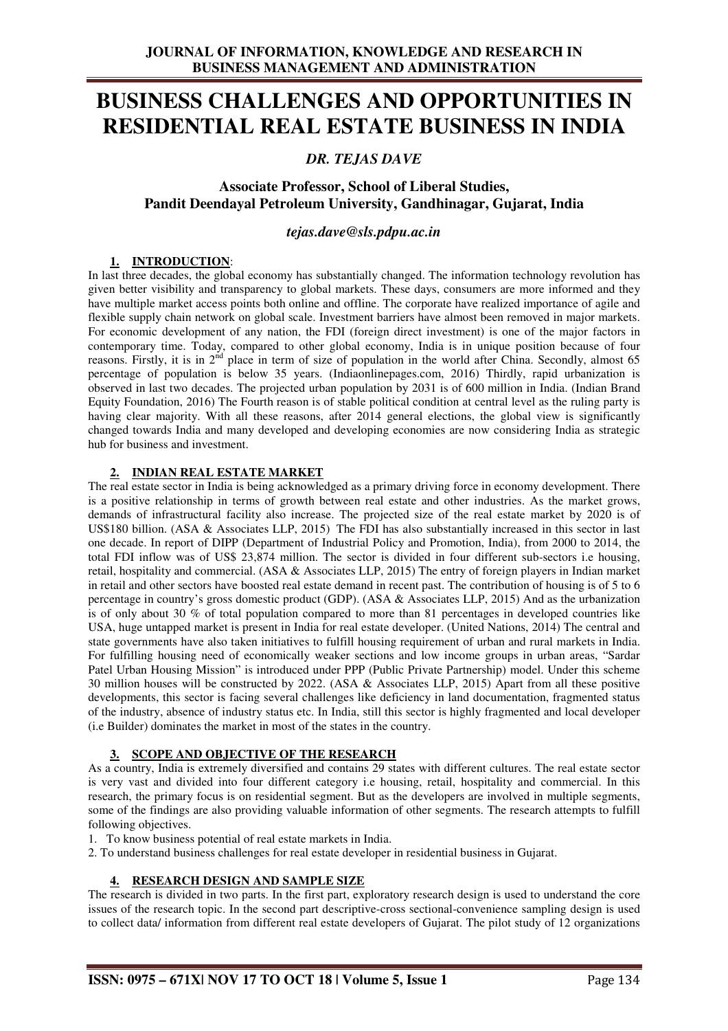# BUSINESS CHALLENGES AND OPPORTUNITIES IN RESIDENTIAL REAL ESTATE BUSINESS IN INDIA

*DR. TEJAS DAVE*

**Associate Professor, School of Liberal Studies, Pandit Deendayal Petroleum University, Gandhinagar, Gujarat, India**

*tejas.dave@sls.pdpu.ac.in*

## 1. INTRODUCTION:

In last three decades, the global economy has substantially changed. The information technology revolution has given better visibility and transparency to global markets. These days, consumers are more informed and they have multiple market access points both online and offline. The corporate have realized importance of agile and flexible supply chain network on global scale. Investment barriers have almost been removed in major markets. For economic development of any nation, the FDI (foreign direct investment) is one of the major factors in contemporary time. Today, compared to other global economy, India is in unique position because of four reasons. Firstly, it is in 2nd place in term of size of population in the world after China. Secondly, almost 65 percentage of population is below 35 years. (Indiaonlinepages.com, 2016) Thirdly, rapid urbanization is observed in last two decades. The projected urban population by 2031 is of 600 million in India. (Indian Brand Equity Foundation, 2016) The Fourth reason is of stable political condition at central level as the ruling party is having clear majority. With all these reasons, after 2014 general elections, the global view is significantly changed towards India and many developed and developing economies are now considering India as strategic hub for business and investment.

## 2. INDIAN REAL ESTATE MARKET

The real estate sector in India is being acknowledged as a primary driving force in economy development. There is a positive relationship in terms of growth between real estate and other industries. As the market grows, demands of infrastructural facility also increase. The projected size of the real estate market by 2020 is of US$180 billion. (ASA & Associates LLP, 2015) The FDI has also substantially increased in this sector in last one decade. In report of DIPP (Department of Industrial Policy and Promotion, India), from 2000 to 2014, the total FDI inflow was of US$ 23,874 million. The sector is divided in four different sub-sectors i.e housing, retail, hospitality and commercial. (ASA & Associates LLP, 2015) The entry of foreign players in Indian market in retail and other sectors have boosted real estate demand in recent past. The contribution of housing is of 5 to 6 percentage in country's gross domestic product (GDP). (ASA & Associates LLP, 2015) And as the urbanization is of only about 30 % of total population compared to more than 81 percentages in developed countries like USA, huge untapped market is present in India for real estate developer. (United Nations, 2014) The central and state governments have also taken initiatives to fulfill housing requirement of urban and rural markets in India. For fulfilling housing need of economically weaker sections and low income groups in urban areas, "Sardar Patel Urban Housing Mission" is introduced under PPP (Public Private Partnership) model. Under this scheme 30 million houses will be constructed by 2022. (ASA & Associates LLP, 2015) Apart from all these positive developments, this sector is facing several challenges like deficiency in land documentation, fragmented status of the industry, absence of industry status etc. In India, still this sector is highly fragmented and local developer (i.e Builder) dominates the market in most of the states in the country.

## 3. SCOPE AND OBJECTIVE OF THE RESEARCH

As a country, India is extremely diversified and contains 29 states with different cultures. The real estate sector is very vast and divided into four different category i.e housing, retail, hospitality and commercial. In this research, the primary focus is on residential segment. But as the developers are involved in multiple segments, some of the findings are also providing valuable information of other segments. The research attempts to fulfill following objectives.

1. To know business potential of real estate markets in India.
2. To understand business challenges for real estate developer in residential business in Gujarat.

## 4. RESEARCH DESIGN AND SAMPLE SIZE

The research is divided in two parts. In the first part, exploratory research design is used to understand the core issues of the research topic. In the second part descriptive-cross sectional-convenience sampling design is used to collect data/ information from different real estate developers of Gujarat. The pilot study of 12 organizations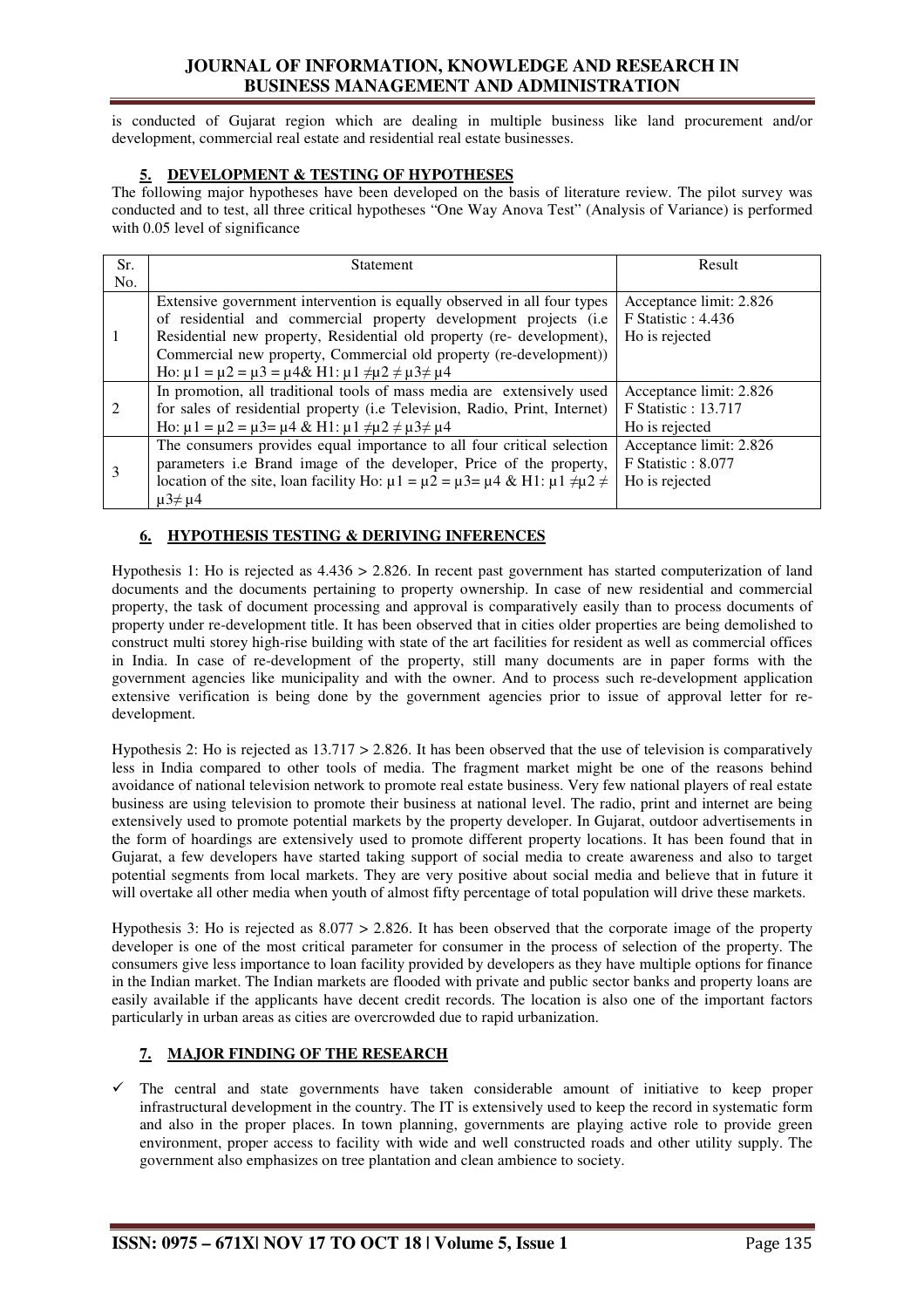is conducted of Gujarat region which are dealing in multiple business like land procurement and/or development, commercial real estate and residential real estate businesses.

## 5. DEVELOPMENT & TESTING OF HYPOTHESES

The following major hypotheses have been developed on the basis of literature review. The pilot survey was conducted and to test, all three critical hypotheses "One Way Anova Test" (Analysis of Variance) is performed with 0.05 level of significance

| Sr. No. | Statement | Result |
|---|---|---|
| 1 | Extensive government intervention is equally observed in all four types of residential and commercial property development projects (i.e Residential new property, Residential old property (re- development), Commercial new property, Commercial old property (re-development)) Ho: $\mu1 = \mu2 = \mu3 = \mu4$& H1: $\mu1 \neq \mu2 \neq \mu3 \neq \mu4$ | Acceptance limit: 2.826<br>F Statistic : 4.436<br>Ho is rejected |
| 2 | In promotion, all traditional tools of mass media are extensively used for sales of residential property (i.e Television, Radio, Print, Internet) Ho: $\mu1 = \mu2 = \mu3= \mu4$ & H1: $\mu1 \neq \mu2 \neq \mu3 \neq \mu4$ | Acceptance limit: 2.826<br>F Statistic : 13.717<br>Ho is rejected |
| 3 | The consumers provides equal importance to all four critical selection parameters i.e Brand image of the developer, Price of the property, location of the site, loan facility Ho: $\mu1 = \mu2 = \mu3= \mu4$ & H1: $\mu1 \neq \mu2 \neq \mu3 \neq \mu4$ | Acceptance limit: 2.826<br>F Statistic : 8.077<br>Ho is rejected |

## 6. HYPOTHESIS TESTING & DERIVING INFERENCES

Hypothesis 1: Ho is rejected as 4.436 > 2.826. In recent past government has started computerization of land documents and the documents pertaining to property ownership. In case of new residential and commercial property, the task of document processing and approval is comparatively easily than to process documents of property under re-development title. It has been observed that in cities older properties are being demolished to construct multi storey high-rise building with state of the art facilities for resident as well as commercial offices in India. In case of re-development of the property, still many documents are in paper forms with the government agencies like municipality and with the owner. And to process such re-development application extensive verification is being done by the government agencies prior to issue of approval letter for re-development.

Hypothesis 2: Ho is rejected as 13.717 > 2.826. It has been observed that the use of television is comparatively less in India compared to other tools of media. The fragment market might be one of the reasons behind avoidance of national television network to promote real estate business. Very few national players of real estate business are using television to promote their business at national level. The radio, print and internet are being extensively used to promote potential markets by the property developer. In Gujarat, outdoor advertisements in the form of hoardings are extensively used to promote different property locations. It has been found that in Gujarat, a few developers have started taking support of social media to create awareness and also to target potential segments from local markets. They are very positive about social media and believe that in future it will overtake all other media when youth of almost fifty percentage of total population will drive these markets.

Hypothesis 3: Ho is rejected as 8.077 > 2.826. It has been observed that the corporate image of the property developer is one of the most critical parameter for consumer in the process of selection of the property. The consumers give less importance to loan facility provided by developers as they have multiple options for finance in the Indian market. The Indian markets are flooded with private and public sector banks and property loans are easily available if the applicants have decent credit records. The location is also one of the important factors particularly in urban areas as cities are overcrowded due to rapid urbanization.

## 7. MAJOR FINDING OF THE RESEARCH

- ✓ The central and state governments have taken considerable amount of initiative to keep proper infrastructural development in the country. The IT is extensively used to keep the record in systematic form and also in the proper places. In town planning, governments are playing active role to provide green environment, proper access to facility with wide and well constructed roads and other utility supply. The government also emphasizes on tree plantation and clean ambience to society.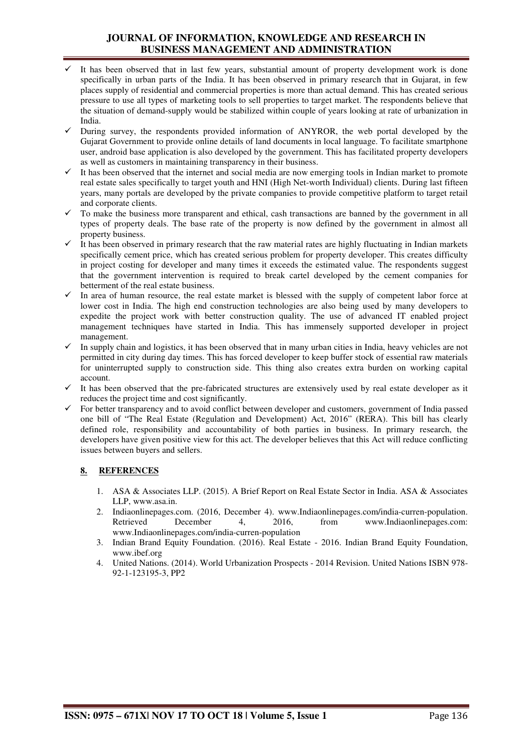- It has been observed that in last few years, substantial amount of property development work is done specifically in urban parts of the India. It has been observed in primary research that in Gujarat, in few places supply of residential and commercial properties is more than actual demand. This has created serious pressure to use all types of marketing tools to sell properties to target market. The respondents believe that the situation of demand-supply would be stabilized within couple of years looking at rate of urbanization in India.
- During survey, the respondents provided information of ANYROR, the web portal developed by the Gujarat Government to provide online details of land documents in local language. To facilitate smartphone user, android base application is also developed by the government. This has facilitated property developers as well as customers in maintaining transparency in their business.
- It has been observed that the internet and social media are now emerging tools in Indian market to promote real estate sales specifically to target youth and HNI (High Net-worth Individual) clients. During last fifteen years, many portals are developed by the private companies to provide competitive platform to target retail and corporate clients.
- To make the business more transparent and ethical, cash transactions are banned by the government in all types of property deals. The base rate of the property is now defined by the government in almost all property business.
- It has been observed in primary research that the raw material rates are highly fluctuating in Indian markets specifically cement price, which has created serious problem for property developer. This creates difficulty in project costing for developer and many times it exceeds the estimated value. The respondents suggest that the government intervention is required to break cartel developed by the cement companies for betterment of the real estate business.
- In area of human resource, the real estate market is blessed with the supply of competent labor force at lower cost in India. The high end construction technologies are also being used by many developers to expedite the project work with better construction quality. The use of advanced IT enabled project management techniques have started in India. This has immensely supported developer in project management.
- In supply chain and logistics, it has been observed that in many urban cities in India, heavy vehicles are not permitted in city during day times. This has forced developer to keep buffer stock of essential raw materials for uninterrupted supply to construction side. This thing also creates extra burden on working capital account.
- It has been observed that the pre-fabricated structures are extensively used by real estate developer as it reduces the project time and cost significantly.
- For better transparency and to avoid conflict between developer and customers, government of India passed one bill of "The Real Estate (Regulation and Development) Act, 2016" (RERA). This bill has clearly defined role, responsibility and accountability of both parties in business. In primary research, the developers have given positive view for this act. The developer believes that this Act will reduce conflicting issues between buyers and sellers.

## 8. REFERENCES

1. ASA & Associates LLP. (2015). A Brief Report on Real Estate Sector in India. ASA & Associates LLP, www.asa.in.
2. Indiaonlinepages.com. (2016, December 4). www.Indiaonlinepages.com/india-curren-population. Retrieved December 4, 2016, from www.Indiaonlinepages.com: www.Indiaonlinepages.com/india-curren-population
3. Indian Brand Equity Foundation. (2016). Real Estate - 2016. Indian Brand Equity Foundation, www.ibef.org
4. United Nations. (2014). World Urbanization Prospects - 2014 Revision. United Nations ISBN 978-92-1-123195-3, PP2